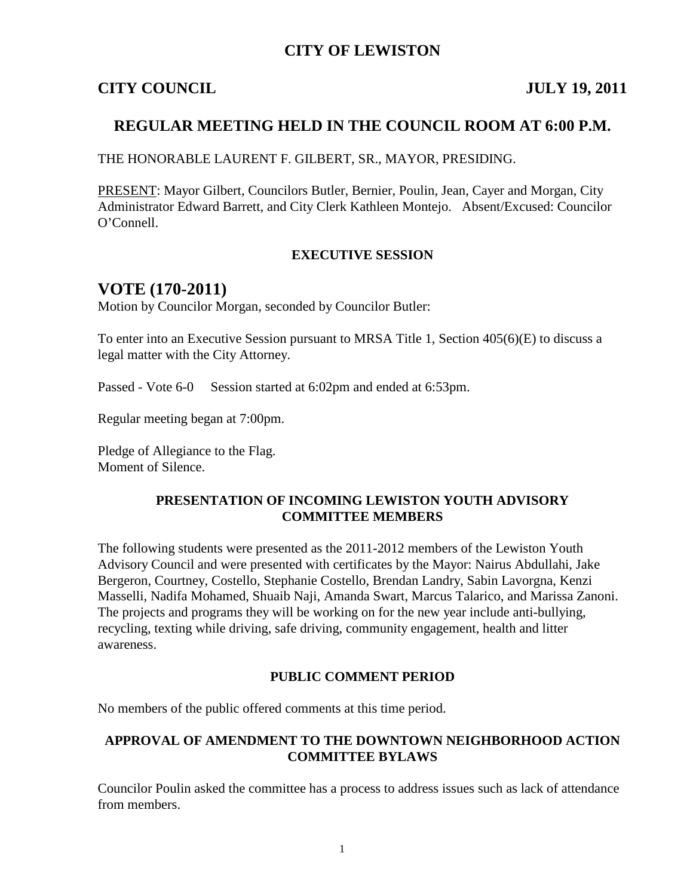# CITY OF LEWISTON

## CITY COUNCIL JULY 19, 2011

## REGULAR MEETING HELD IN THE COUNCIL ROOM AT 6:00 P.M.

THE HONORABLE LAURENT F. GILBERT, SR., MAYOR, PRESIDING.

PRESENT: Mayor Gilbert, Councilors Butler, Bernier, Poulin, Jean, Cayer and Morgan, City Administrator Edward Barrett, and City Clerk Kathleen Montejo. Absent/Excused: Councilor O'Connell.

### EXECUTIVE SESSION

# VOTE (170-2011)

Motion by Councilor Morgan, seconded by Councilor Butler:

To enter into an Executive Session pursuant to MRSA Title 1, Section 405(6)(E) to discuss a legal matter with the City Attorney.

Passed - Vote 6-0 Session started at 6:02pm and ended at 6:53pm.

Regular meeting began at 7:00pm.

Pledge of Allegiance to the Flag.
Moment of Silence.

### PRESENTATION OF INCOMING LEWISTON YOUTH ADVISORY COMMITTEE MEMBERS

The following students were presented as the 2011-2012 members of the Lewiston Youth Advisory Council and were presented with certificates by the Mayor: Nairus Abdullahi, Jake Bergeron, Courtney, Costello, Stephanie Costello, Brendan Landry, Sabin Lavorgna, Kenzi Masselli, Nadifa Mohamed, Shuaib Naji, Amanda Swart, Marcus Talarico, and Marissa Zanoni. The projects and programs they will be working on for the new year include anti-bullying, recycling, texting while driving, safe driving, community engagement, health and litter awareness.

### PUBLIC COMMENT PERIOD

No members of the public offered comments at this time period.

### APPROVAL OF AMENDMENT TO THE DOWNTOWN NEIGHBORHOOD ACTION COMMITTEE BYLAWS

Councilor Poulin asked the committee has a process to address issues such as lack of attendance from members.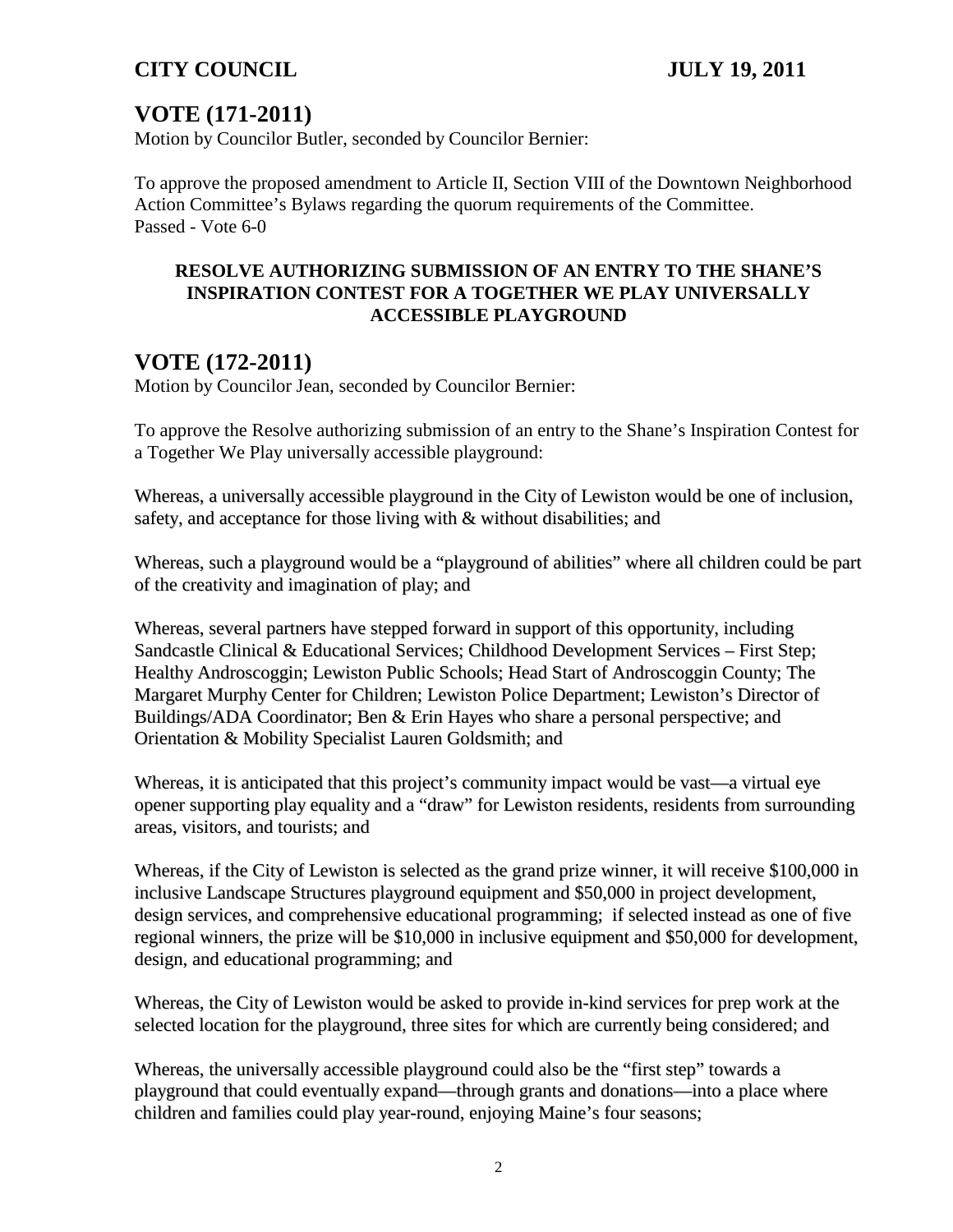## VOTE (171-2011)

Motion by Councilor Butler, seconded by Councilor Bernier:

To approve the proposed amendment to Article II, Section VIII of the Downtown Neighborhood Action Committee's Bylaws regarding the quorum requirements of the Committee.
Passed - Vote 6-0

**RESOLVE AUTHORIZING SUBMISSION OF AN ENTRY TO THE SHANE'S INSPIRATION CONTEST FOR A TOGETHER WE PLAY UNIVERSALLY ACCESSIBLE PLAYGROUND**

## VOTE (172-2011)

Motion by Councilor Jean, seconded by Councilor Bernier:

To approve the Resolve authorizing submission of an entry to the Shane's Inspiration Contest for a Together We Play universally accessible playground:

Whereas, a universally accessible playground in the City of Lewiston would be one of inclusion, safety, and acceptance for those living with & without disabilities; and

Whereas, such a playground would be a "playground of abilities" where all children could be part of the creativity and imagination of play; and

Whereas, several partners have stepped forward in support of this opportunity, including Sandcastle Clinical & Educational Services; Childhood Development Services – First Step; Healthy Androscoggin; Lewiston Public Schools; Head Start of Androscoggin County; The Margaret Murphy Center for Children; Lewiston Police Department; Lewiston's Director of Buildings/ADA Coordinator; Ben & Erin Hayes who share a personal perspective; and Orientation & Mobility Specialist Lauren Goldsmith; and

Whereas, it is anticipated that this project's community impact would be vast—a virtual eye opener supporting play equality and a "draw" for Lewiston residents, residents from surrounding areas, visitors, and tourists; and

Whereas, if the City of Lewiston is selected as the grand prize winner, it will receive $100,000 in inclusive Landscape Structures playground equipment and $50,000 in project development, design services, and comprehensive educational programming; if selected instead as one of five regional winners, the prize will be $10,000 in inclusive equipment and $50,000 for development, design, and educational programming; and

Whereas, the City of Lewiston would be asked to provide in-kind services for prep work at the selected location for the playground, three sites for which are currently being considered; and

Whereas, the universally accessible playground could also be the "first step" towards a playground that could eventually expand—through grants and donations—into a place where children and families could play year-round, enjoying Maine's four seasons;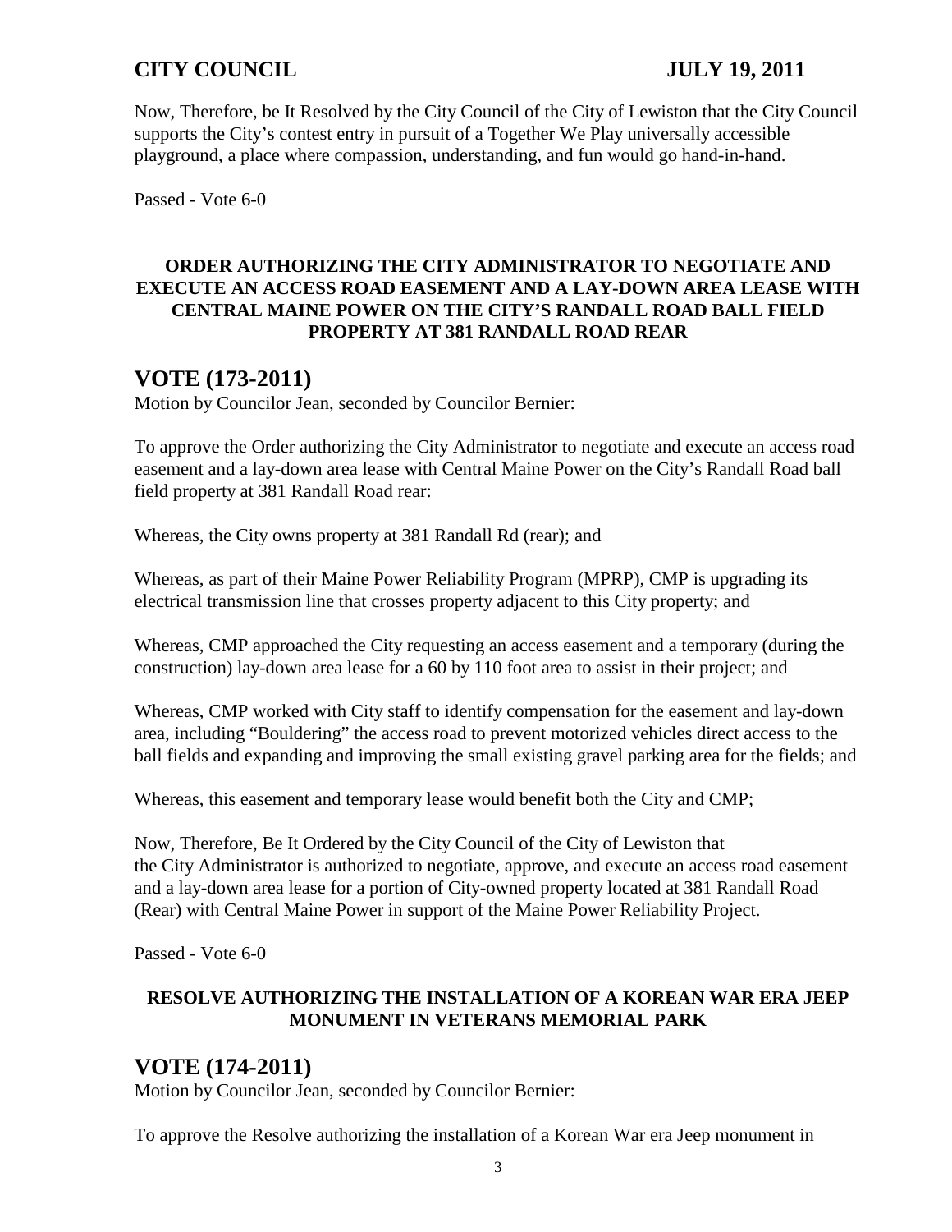Now, Therefore, be It Resolved by the City Council of the City of Lewiston that the City Council supports the City's contest entry in pursuit of a Together We Play universally accessible playground, a place where compassion, understanding, and fun would go hand-in-hand.

Passed - Vote 6-0

**ORDER AUTHORIZING THE CITY ADMINISTRATOR TO NEGOTIATE AND EXECUTE AN ACCESS ROAD EASEMENT AND A LAY-DOWN AREA LEASE WITH CENTRAL MAINE POWER ON THE CITY'S RANDALL ROAD BALL FIELD PROPERTY AT 381 RANDALL ROAD REAR**

## VOTE (173-2011)

Motion by Councilor Jean, seconded by Councilor Bernier:

To approve the Order authorizing the City Administrator to negotiate and execute an access road easement and a lay-down area lease with Central Maine Power on the City's Randall Road ball field property at 381 Randall Road rear:

Whereas, the City owns property at 381 Randall Rd (rear); and

Whereas, as part of their Maine Power Reliability Program (MPRP), CMP is upgrading its electrical transmission line that crosses property adjacent to this City property; and

Whereas, CMP approached the City requesting an access easement and a temporary (during the construction) lay-down area lease for a 60 by 110 foot area to assist in their project; and

Whereas, CMP worked with City staff to identify compensation for the easement and lay-down area, including "Bouldering" the access road to prevent motorized vehicles direct access to the ball fields and expanding and improving the small existing gravel parking area for the fields; and

Whereas, this easement and temporary lease would benefit both the City and CMP;

Now, Therefore, Be It Ordered by the City Council of the City of Lewiston that the City Administrator is authorized to negotiate, approve, and execute an access road easement and a lay-down area lease for a portion of City-owned property located at 381 Randall Road (Rear) with Central Maine Power in support of the Maine Power Reliability Project.

Passed - Vote 6-0

**RESOLVE AUTHORIZING THE INSTALLATION OF A KOREAN WAR ERA JEEP MONUMENT IN VETERANS MEMORIAL PARK**

## VOTE (174-2011)

Motion by Councilor Jean, seconded by Councilor Bernier:

To approve the Resolve authorizing the installation of a Korean War era Jeep monument in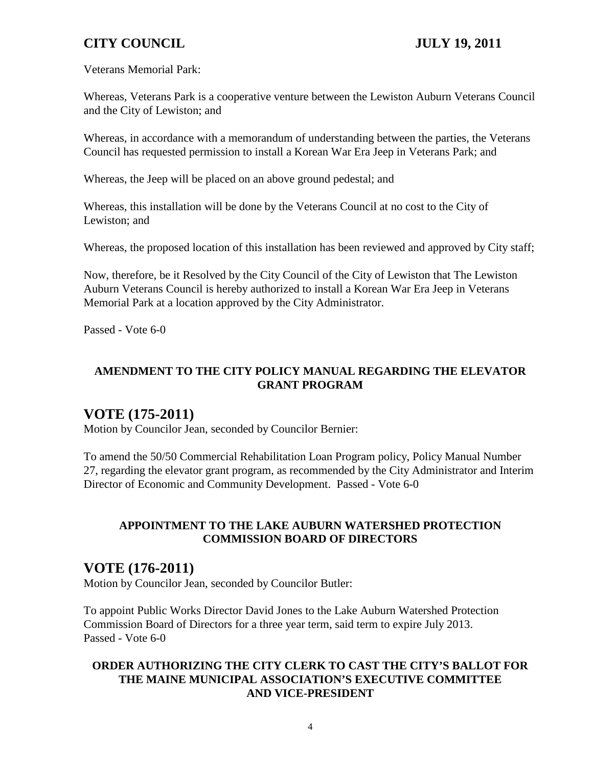Veterans Memorial Park:

Whereas, Veterans Park is a cooperative venture between the Lewiston Auburn Veterans Council and the City of Lewiston; and

Whereas, in accordance with a memorandum of understanding between the parties, the Veterans Council has requested permission to install a Korean War Era Jeep in Veterans Park; and

Whereas, the Jeep will be placed on an above ground pedestal; and

Whereas, this installation will be done by the Veterans Council at no cost to the City of Lewiston; and

Whereas, the proposed location of this installation has been reviewed and approved by City staff;

Now, therefore, be it Resolved by the City Council of the City of Lewiston that The Lewiston Auburn Veterans Council is hereby authorized to install a Korean War Era Jeep in Veterans Memorial Park at a location approved by the City Administrator.

Passed - Vote 6-0

**AMENDMENT TO THE CITY POLICY MANUAL REGARDING THE ELEVATOR GRANT PROGRAM**

## VOTE (175-2011)

Motion by Councilor Jean, seconded by Councilor Bernier:

To amend the 50/50 Commercial Rehabilitation Loan Program policy, Policy Manual Number 27, regarding the elevator grant program, as recommended by the City Administrator and Interim Director of Economic and Community Development. Passed - Vote 6-0

**APPOINTMENT TO THE LAKE AUBURN WATERSHED PROTECTION COMMISSION BOARD OF DIRECTORS**

## VOTE (176-2011)

Motion by Councilor Jean, seconded by Councilor Butler:

To appoint Public Works Director David Jones to the Lake Auburn Watershed Protection Commission Board of Directors for a three year term, said term to expire July 2013.
Passed - Vote 6-0

**ORDER AUTHORIZING THE CITY CLERK TO CAST THE CITY'S BALLOT FOR THE MAINE MUNICIPAL ASSOCIATION'S EXECUTIVE COMMITTEE AND VICE-PRESIDENT**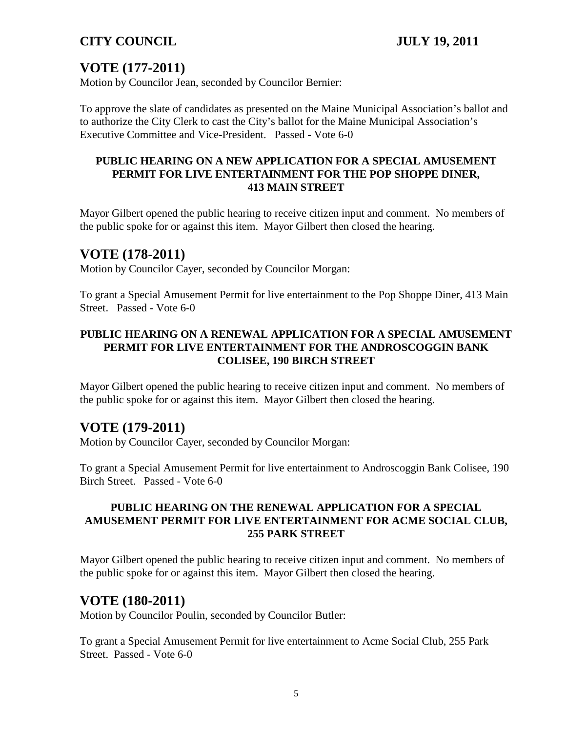## VOTE (177-2011)

Motion by Councilor Jean, seconded by Councilor Bernier:

To approve the slate of candidates as presented on the Maine Municipal Association's ballot and to authorize the City Clerk to cast the City's ballot for the Maine Municipal Association's Executive Committee and Vice-President. Passed - Vote 6-0

**PUBLIC HEARING ON A NEW APPLICATION FOR A SPECIAL AMUSEMENT PERMIT FOR LIVE ENTERTAINMENT FOR THE POP SHOPPE DINER, 413 MAIN STREET**

Mayor Gilbert opened the public hearing to receive citizen input and comment. No members of the public spoke for or against this item. Mayor Gilbert then closed the hearing.

## VOTE (178-2011)

Motion by Councilor Cayer, seconded by Councilor Morgan:

To grant a Special Amusement Permit for live entertainment to the Pop Shoppe Diner, 413 Main Street. Passed - Vote 6-0

**PUBLIC HEARING ON A RENEWAL APPLICATION FOR A SPECIAL AMUSEMENT PERMIT FOR LIVE ENTERTAINMENT FOR THE ANDROSCOGGIN BANK COLISEE, 190 BIRCH STREET**

Mayor Gilbert opened the public hearing to receive citizen input and comment. No members of the public spoke for or against this item. Mayor Gilbert then closed the hearing.

## VOTE (179-2011)

Motion by Councilor Cayer, seconded by Councilor Morgan:

To grant a Special Amusement Permit for live entertainment to Androscoggin Bank Colisee, 190 Birch Street. Passed - Vote 6-0

**PUBLIC HEARING ON THE RENEWAL APPLICATION FOR A SPECIAL AMUSEMENT PERMIT FOR LIVE ENTERTAINMENT FOR ACME SOCIAL CLUB, 255 PARK STREET**

Mayor Gilbert opened the public hearing to receive citizen input and comment. No members of the public spoke for or against this item. Mayor Gilbert then closed the hearing.

## VOTE (180-2011)

Motion by Councilor Poulin, seconded by Councilor Butler:

To grant a Special Amusement Permit for live entertainment to Acme Social Club, 255 Park Street. Passed - Vote 6-0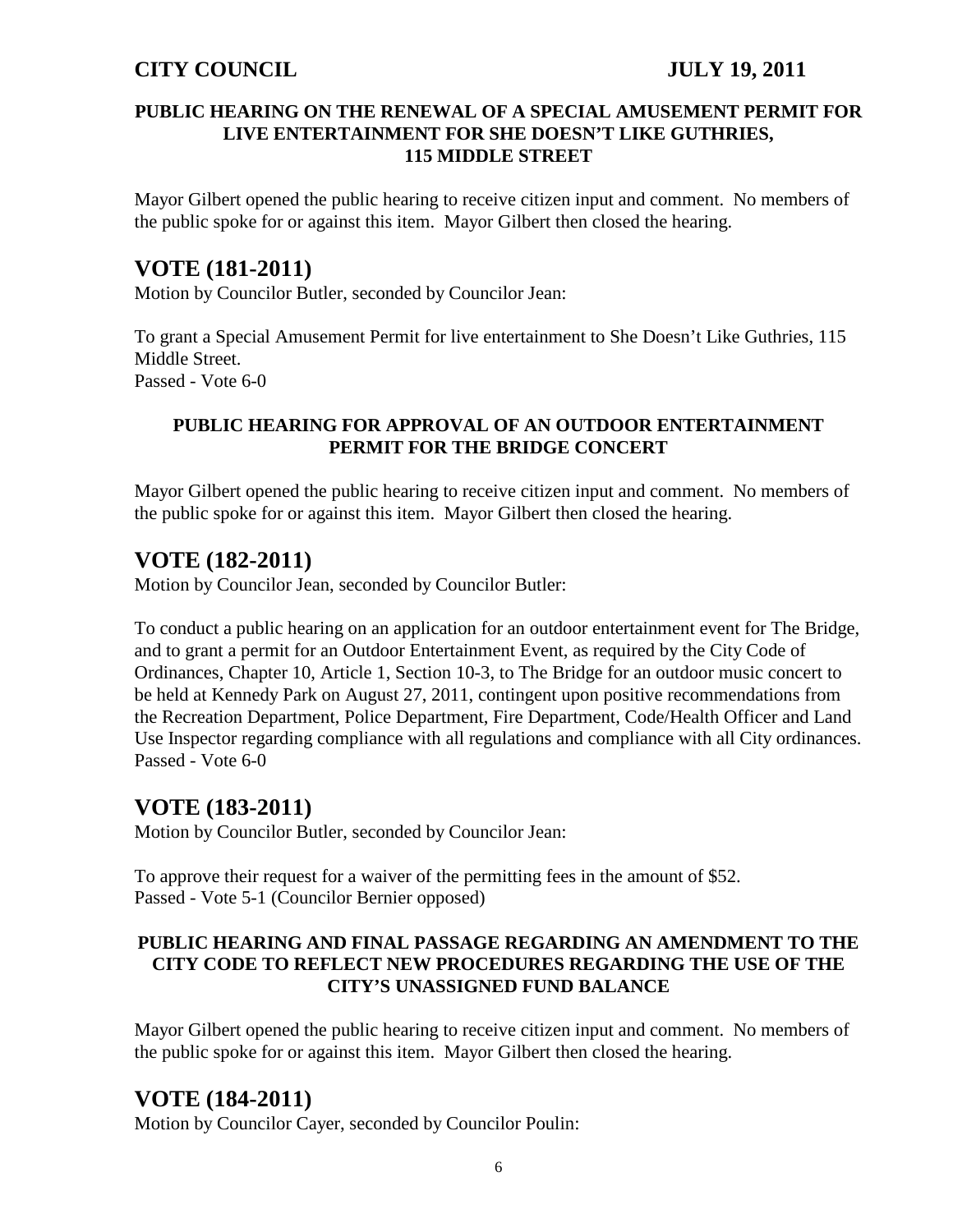#### PUBLIC HEARING ON THE RENEWAL OF A SPECIAL AMUSEMENT PERMIT FOR LIVE ENTERTAINMENT FOR SHE DOESN'T LIKE GUTHRIES, 115 MIDDLE STREET

Mayor Gilbert opened the public hearing to receive citizen input and comment. No members of the public spoke for or against this item. Mayor Gilbert then closed the hearing.

## VOTE (181-2011)

Motion by Councilor Butler, seconded by Councilor Jean:

To grant a Special Amusement Permit for live entertainment to She Doesn't Like Guthries, 115 Middle Street.
Passed - Vote 6-0

#### PUBLIC HEARING FOR APPROVAL OF AN OUTDOOR ENTERTAINMENT PERMIT FOR THE BRIDGE CONCERT

Mayor Gilbert opened the public hearing to receive citizen input and comment. No members of the public spoke for or against this item. Mayor Gilbert then closed the hearing.

## VOTE (182-2011)

Motion by Councilor Jean, seconded by Councilor Butler:

To conduct a public hearing on an application for an outdoor entertainment event for The Bridge, and to grant a permit for an Outdoor Entertainment Event, as required by the City Code of Ordinances, Chapter 10, Article 1, Section 10-3, to The Bridge for an outdoor music concert to be held at Kennedy Park on August 27, 2011, contingent upon positive recommendations from the Recreation Department, Police Department, Fire Department, Code/Health Officer and Land Use Inspector regarding compliance with all regulations and compliance with all City ordinances.
Passed - Vote 6-0

## VOTE (183-2011)

Motion by Councilor Butler, seconded by Councilor Jean:

To approve their request for a waiver of the permitting fees in the amount of $52.
Passed - Vote 5-1 (Councilor Bernier opposed)

#### PUBLIC HEARING AND FINAL PASSAGE REGARDING AN AMENDMENT TO THE CITY CODE TO REFLECT NEW PROCEDURES REGARDING THE USE OF THE CITY'S UNASSIGNED FUND BALANCE

Mayor Gilbert opened the public hearing to receive citizen input and comment. No members of the public spoke for or against this item. Mayor Gilbert then closed the hearing.

## VOTE (184-2011)

Motion by Councilor Cayer, seconded by Councilor Poulin: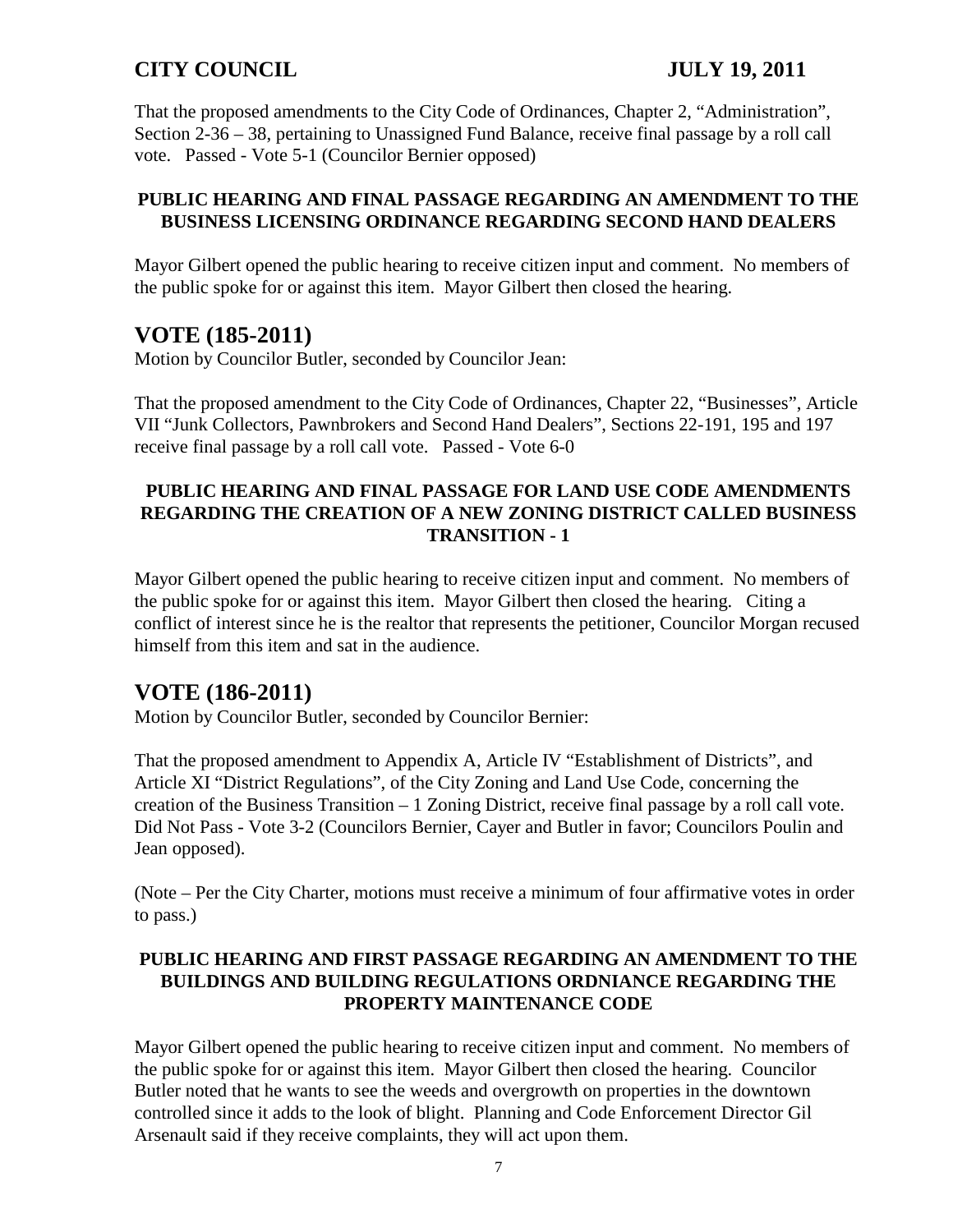That the proposed amendments to the City Code of Ordinances, Chapter 2, "Administration", Section 2-36 – 38, pertaining to Unassigned Fund Balance, receive final passage by a roll call vote. Passed - Vote 5-1 (Councilor Bernier opposed)

**PUBLIC HEARING AND FINAL PASSAGE REGARDING AN AMENDMENT TO THE BUSINESS LICENSING ORDINANCE REGARDING SECOND HAND DEALERS**

Mayor Gilbert opened the public hearing to receive citizen input and comment. No members of the public spoke for or against this item. Mayor Gilbert then closed the hearing.

## VOTE (185-2011)

Motion by Councilor Butler, seconded by Councilor Jean:

That the proposed amendment to the City Code of Ordinances, Chapter 22, "Businesses", Article VII "Junk Collectors, Pawnbrokers and Second Hand Dealers", Sections 22-191, 195 and 197 receive final passage by a roll call vote. Passed - Vote 6-0

**PUBLIC HEARING AND FINAL PASSAGE FOR LAND USE CODE AMENDMENTS REGARDING THE CREATION OF A NEW ZONING DISTRICT CALLED BUSINESS TRANSITION - 1**

Mayor Gilbert opened the public hearing to receive citizen input and comment. No members of the public spoke for or against this item. Mayor Gilbert then closed the hearing. Citing a conflict of interest since he is the realtor that represents the petitioner, Councilor Morgan recused himself from this item and sat in the audience.

## VOTE (186-2011)

Motion by Councilor Butler, seconded by Councilor Bernier:

That the proposed amendment to Appendix A, Article IV "Establishment of Districts", and Article XI "District Regulations", of the City Zoning and Land Use Code, concerning the creation of the Business Transition – 1 Zoning District, receive final passage by a roll call vote. Did Not Pass - Vote 3-2 (Councilors Bernier, Cayer and Butler in favor; Councilors Poulin and Jean opposed).

(Note – Per the City Charter, motions must receive a minimum of four affirmative votes in order to pass.)

**PUBLIC HEARING AND FIRST PASSAGE REGARDING AN AMENDMENT TO THE BUILDINGS AND BUILDING REGULATIONS ORDNIANCE REGARDING THE PROPERTY MAINTENANCE CODE**

Mayor Gilbert opened the public hearing to receive citizen input and comment. No members of the public spoke for or against this item. Mayor Gilbert then closed the hearing. Councilor Butler noted that he wants to see the weeds and overgrowth on properties in the downtown controlled since it adds to the look of blight. Planning and Code Enforcement Director Gil Arsenault said if they receive complaints, they will act upon them.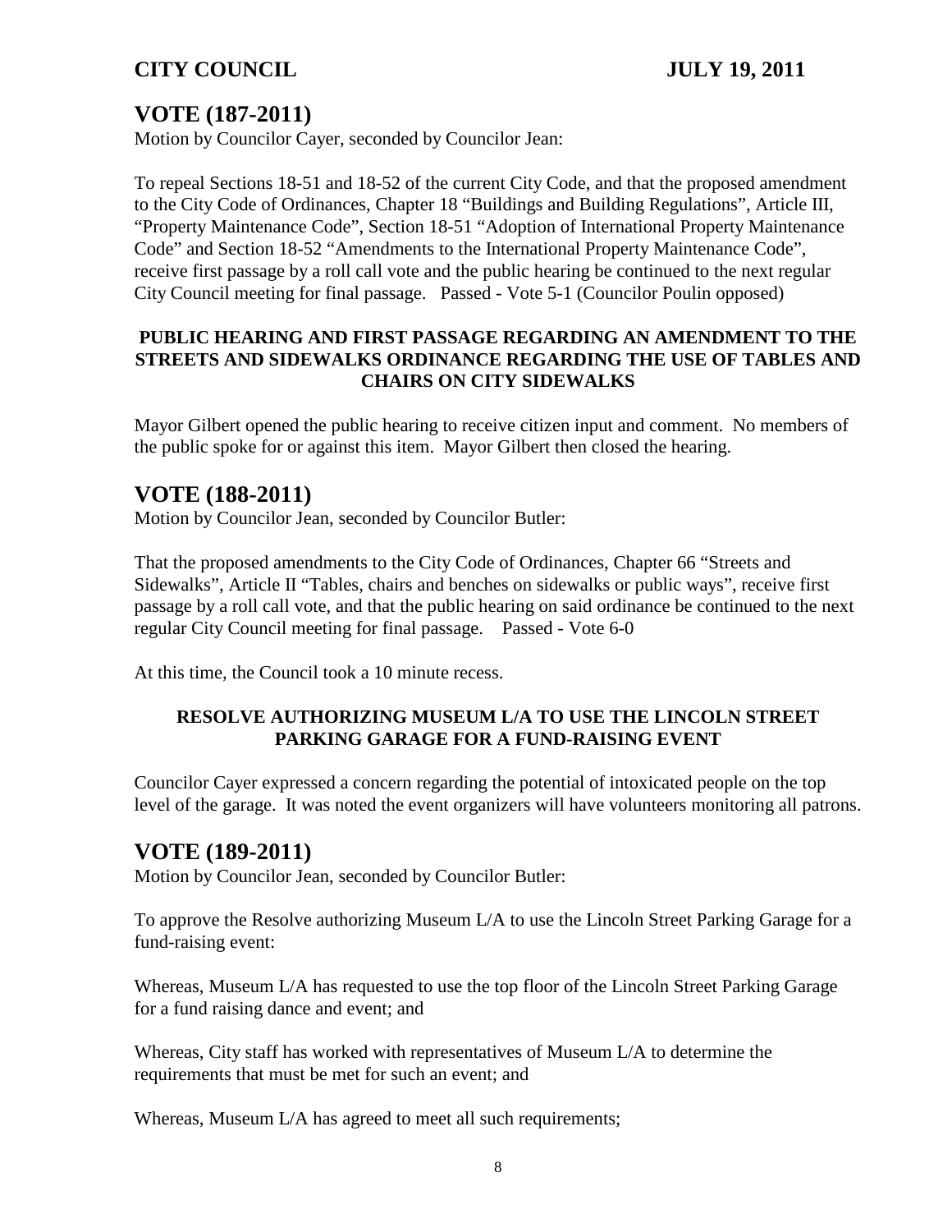## VOTE (187-2011)

Motion by Councilor Cayer, seconded by Councilor Jean:

To repeal Sections 18-51 and 18-52 of the current City Code, and that the proposed amendment to the City Code of Ordinances, Chapter 18 "Buildings and Building Regulations", Article III, "Property Maintenance Code", Section 18-51 "Adoption of International Property Maintenance Code" and Section 18-52 "Amendments to the International Property Maintenance Code", receive first passage by a roll call vote and the public hearing be continued to the next regular City Council meeting for final passage. Passed - Vote 5-1 (Councilor Poulin opposed)

**PUBLIC HEARING AND FIRST PASSAGE REGARDING AN AMENDMENT TO THE STREETS AND SIDEWALKS ORDINANCE REGARDING THE USE OF TABLES AND CHAIRS ON CITY SIDEWALKS**

Mayor Gilbert opened the public hearing to receive citizen input and comment. No members of the public spoke for or against this item. Mayor Gilbert then closed the hearing.

## VOTE (188-2011)

Motion by Councilor Jean, seconded by Councilor Butler:

That the proposed amendments to the City Code of Ordinances, Chapter 66 "Streets and Sidewalks", Article II "Tables, chairs and benches on sidewalks or public ways", receive first passage by a roll call vote, and that the public hearing on said ordinance be continued to the next regular City Council meeting for final passage. Passed - Vote 6-0

At this time, the Council took a 10 minute recess.

**RESOLVE AUTHORIZING MUSEUM L/A TO USE THE LINCOLN STREET PARKING GARAGE FOR A FUND-RAISING EVENT**

Councilor Cayer expressed a concern regarding the potential of intoxicated people on the top level of the garage. It was noted the event organizers will have volunteers monitoring all patrons.

## VOTE (189-2011)

Motion by Councilor Jean, seconded by Councilor Butler:

To approve the Resolve authorizing Museum L/A to use the Lincoln Street Parking Garage for a fund-raising event:

Whereas, Museum L/A has requested to use the top floor of the Lincoln Street Parking Garage for a fund raising dance and event; and

Whereas, City staff has worked with representatives of Museum L/A to determine the requirements that must be met for such an event; and

Whereas, Museum L/A has agreed to meet all such requirements;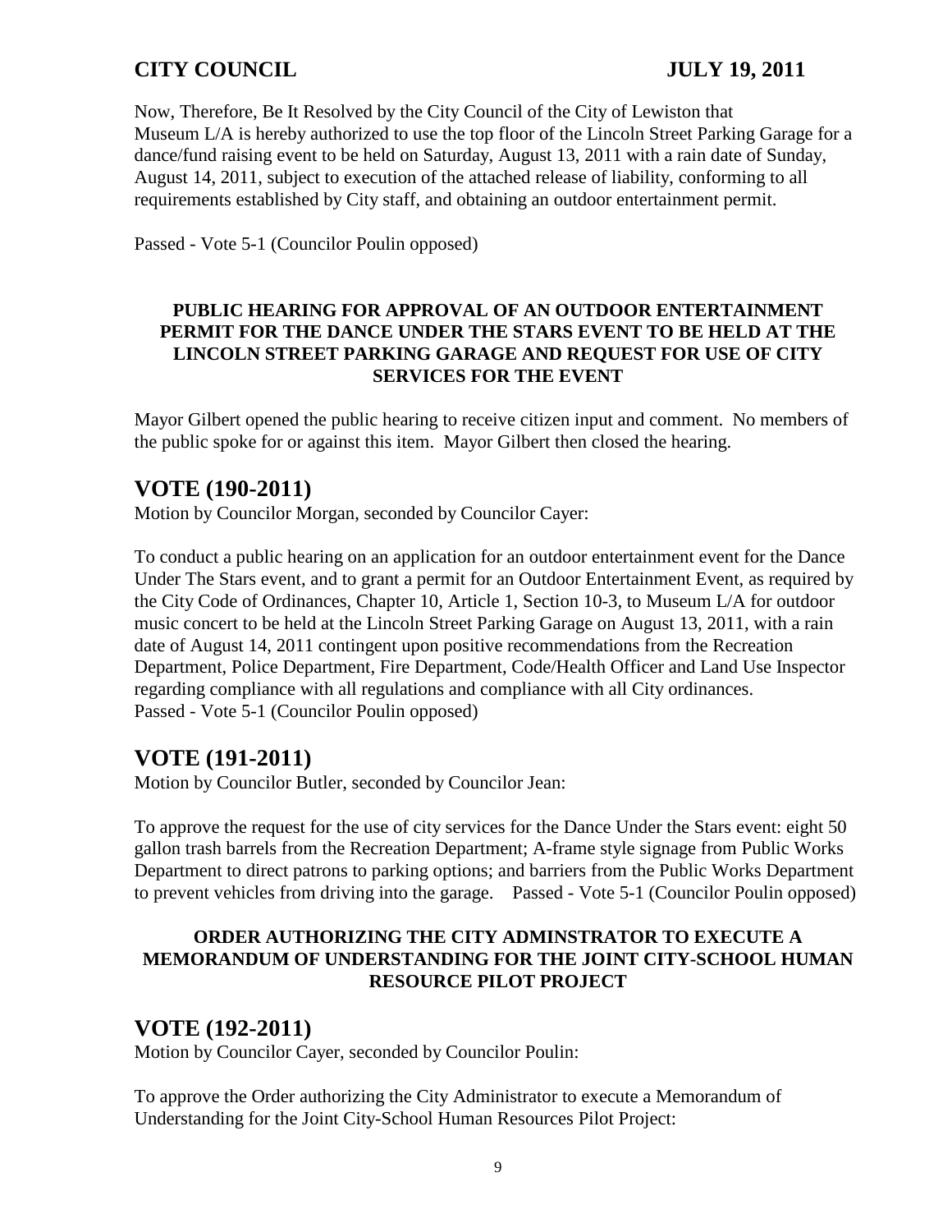Now, Therefore, Be It Resolved by the City Council of the City of Lewiston that Museum L/A is hereby authorized to use the top floor of the Lincoln Street Parking Garage for a dance/fund raising event to be held on Saturday, August 13, 2011 with a rain date of Sunday, August 14, 2011, subject to execution of the attached release of liability, conforming to all requirements established by City staff, and obtaining an outdoor entertainment permit.

Passed - Vote 5-1 (Councilor Poulin opposed)

**PUBLIC HEARING FOR APPROVAL OF AN OUTDOOR ENTERTAINMENT PERMIT FOR THE DANCE UNDER THE STARS EVENT TO BE HELD AT THE LINCOLN STREET PARKING GARAGE AND REQUEST FOR USE OF CITY SERVICES FOR THE EVENT**

Mayor Gilbert opened the public hearing to receive citizen input and comment. No members of the public spoke for or against this item. Mayor Gilbert then closed the hearing.

## VOTE (190-2011)

Motion by Councilor Morgan, seconded by Councilor Cayer:

To conduct a public hearing on an application for an outdoor entertainment event for the Dance Under The Stars event, and to grant a permit for an Outdoor Entertainment Event, as required by the City Code of Ordinances, Chapter 10, Article 1, Section 10-3, to Museum L/A for outdoor music concert to be held at the Lincoln Street Parking Garage on August 13, 2011, with a rain date of August 14, 2011 contingent upon positive recommendations from the Recreation Department, Police Department, Fire Department, Code/Health Officer and Land Use Inspector regarding compliance with all regulations and compliance with all City ordinances.
Passed - Vote 5-1 (Councilor Poulin opposed)

## VOTE (191-2011)

Motion by Councilor Butler, seconded by Councilor Jean:

To approve the request for the use of city services for the Dance Under the Stars event: eight 50 gallon trash barrels from the Recreation Department; A-frame style signage from Public Works Department to direct patrons to parking options; and barriers from the Public Works Department to prevent vehicles from driving into the garage. Passed - Vote 5-1 (Councilor Poulin opposed)

**ORDER AUTHORIZING THE CITY ADMINSTRATOR TO EXECUTE A MEMORANDUM OF UNDERSTANDING FOR THE JOINT CITY-SCHOOL HUMAN RESOURCE PILOT PROJECT**

## VOTE (192-2011)

Motion by Councilor Cayer, seconded by Councilor Poulin:

To approve the Order authorizing the City Administrator to execute a Memorandum of Understanding for the Joint City-School Human Resources Pilot Project: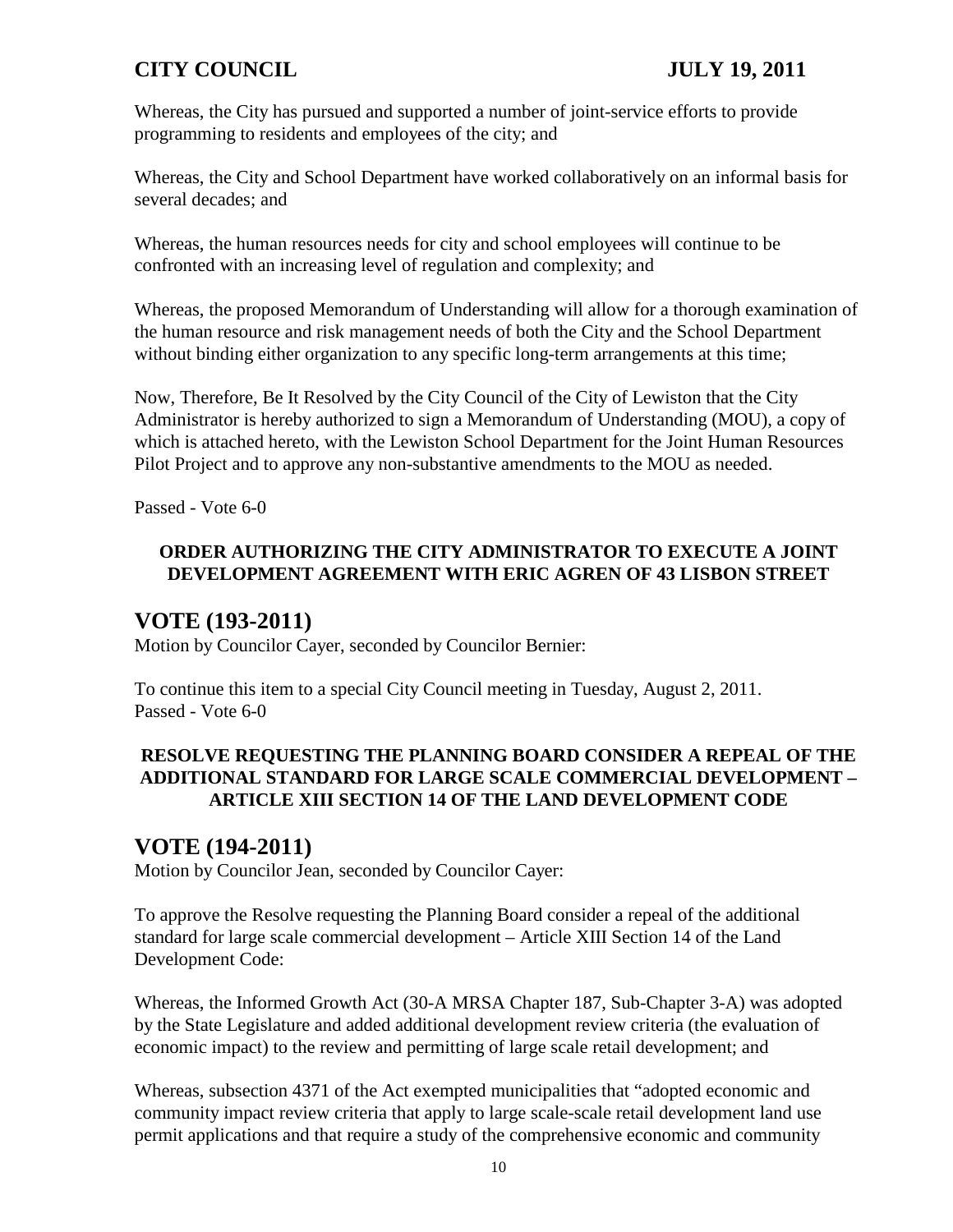Whereas, the City has pursued and supported a number of joint-service efforts to provide programming to residents and employees of the city; and

Whereas, the City and School Department have worked collaboratively on an informal basis for several decades; and

Whereas, the human resources needs for city and school employees will continue to be confronted with an increasing level of regulation and complexity; and

Whereas, the proposed Memorandum of Understanding will allow for a thorough examination of the human resource and risk management needs of both the City and the School Department without binding either organization to any specific long-term arrangements at this time;

Now, Therefore, Be It Resolved by the City Council of the City of Lewiston that the City Administrator is hereby authorized to sign a Memorandum of Understanding (MOU), a copy of which is attached hereto, with the Lewiston School Department for the Joint Human Resources Pilot Project and to approve any non-substantive amendments to the MOU as needed.

Passed - Vote 6-0

**ORDER AUTHORIZING THE CITY ADMINISTRATOR TO EXECUTE A JOINT DEVELOPMENT AGREEMENT WITH ERIC AGREN OF 43 LISBON STREET**

## VOTE (193-2011)

Motion by Councilor Cayer, seconded by Councilor Bernier:

To continue this item to a special City Council meeting in Tuesday, August 2, 2011.
Passed - Vote 6-0

**RESOLVE REQUESTING THE PLANNING BOARD CONSIDER A REPEAL OF THE ADDITIONAL STANDARD FOR LARGE SCALE COMMERCIAL DEVELOPMENT – ARTICLE XIII SECTION 14 OF THE LAND DEVELOPMENT CODE**

## VOTE (194-2011)

Motion by Councilor Jean, seconded by Councilor Cayer:

To approve the Resolve requesting the Planning Board consider a repeal of the additional standard for large scale commercial development – Article XIII Section 14 of the Land Development Code:

Whereas, the Informed Growth Act (30-A MRSA Chapter 187, Sub-Chapter 3-A) was adopted by the State Legislature and added additional development review criteria (the evaluation of economic impact) to the review and permitting of large scale retail development; and

Whereas, subsection 4371 of the Act exempted municipalities that "adopted economic and community impact review criteria that apply to large scale-scale retail development land use permit applications and that require a study of the comprehensive economic and community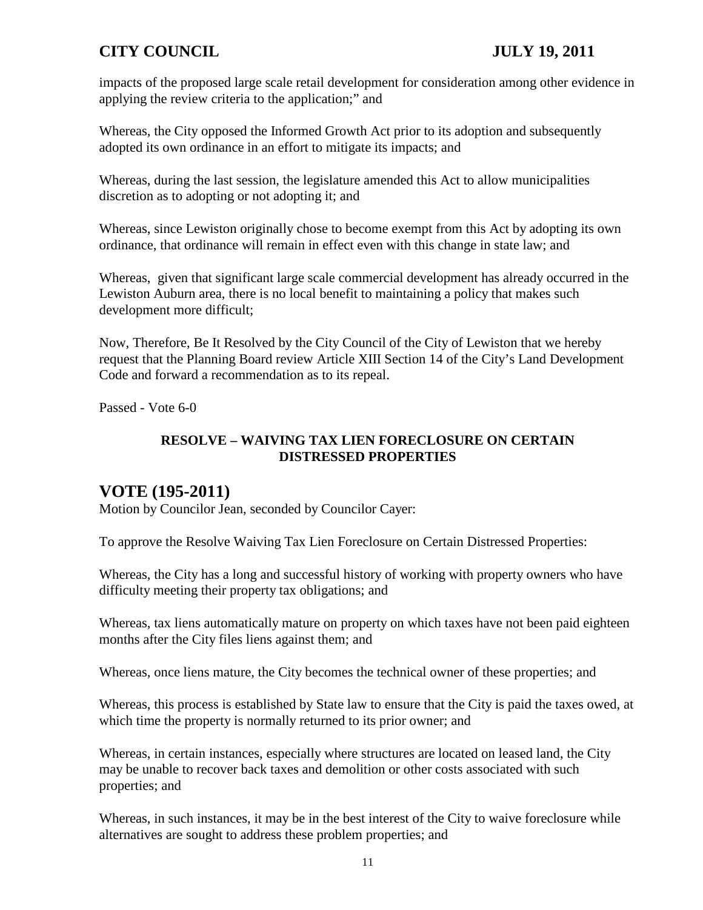impacts of the proposed large scale retail development for consideration among other evidence in applying the review criteria to the application;" and

Whereas, the City opposed the Informed Growth Act prior to its adoption and subsequently adopted its own ordinance in an effort to mitigate its impacts; and

Whereas, during the last session, the legislature amended this Act to allow municipalities discretion as to adopting or not adopting it; and

Whereas, since Lewiston originally chose to become exempt from this Act by adopting its own ordinance, that ordinance will remain in effect even with this change in state law; and

Whereas, given that significant large scale commercial development has already occurred in the Lewiston Auburn area, there is no local benefit to maintaining a policy that makes such development more difficult;

Now, Therefore, Be It Resolved by the City Council of the City of Lewiston that we hereby request that the Planning Board review Article XIII Section 14 of the City's Land Development Code and forward a recommendation as to its repeal.

Passed - Vote 6-0

**RESOLVE – WAIVING TAX LIEN FORECLOSURE ON CERTAIN DISTRESSED PROPERTIES**

## VOTE (195-2011)

Motion by Councilor Jean, seconded by Councilor Cayer:

To approve the Resolve Waiving Tax Lien Foreclosure on Certain Distressed Properties:

Whereas, the City has a long and successful history of working with property owners who have difficulty meeting their property tax obligations; and

Whereas, tax liens automatically mature on property on which taxes have not been paid eighteen months after the City files liens against them; and

Whereas, once liens mature, the City becomes the technical owner of these properties; and

Whereas, this process is established by State law to ensure that the City is paid the taxes owed, at which time the property is normally returned to its prior owner; and

Whereas, in certain instances, especially where structures are located on leased land, the City may be unable to recover back taxes and demolition or other costs associated with such properties; and

Whereas, in such instances, it may be in the best interest of the City to waive foreclosure while alternatives are sought to address these problem properties; and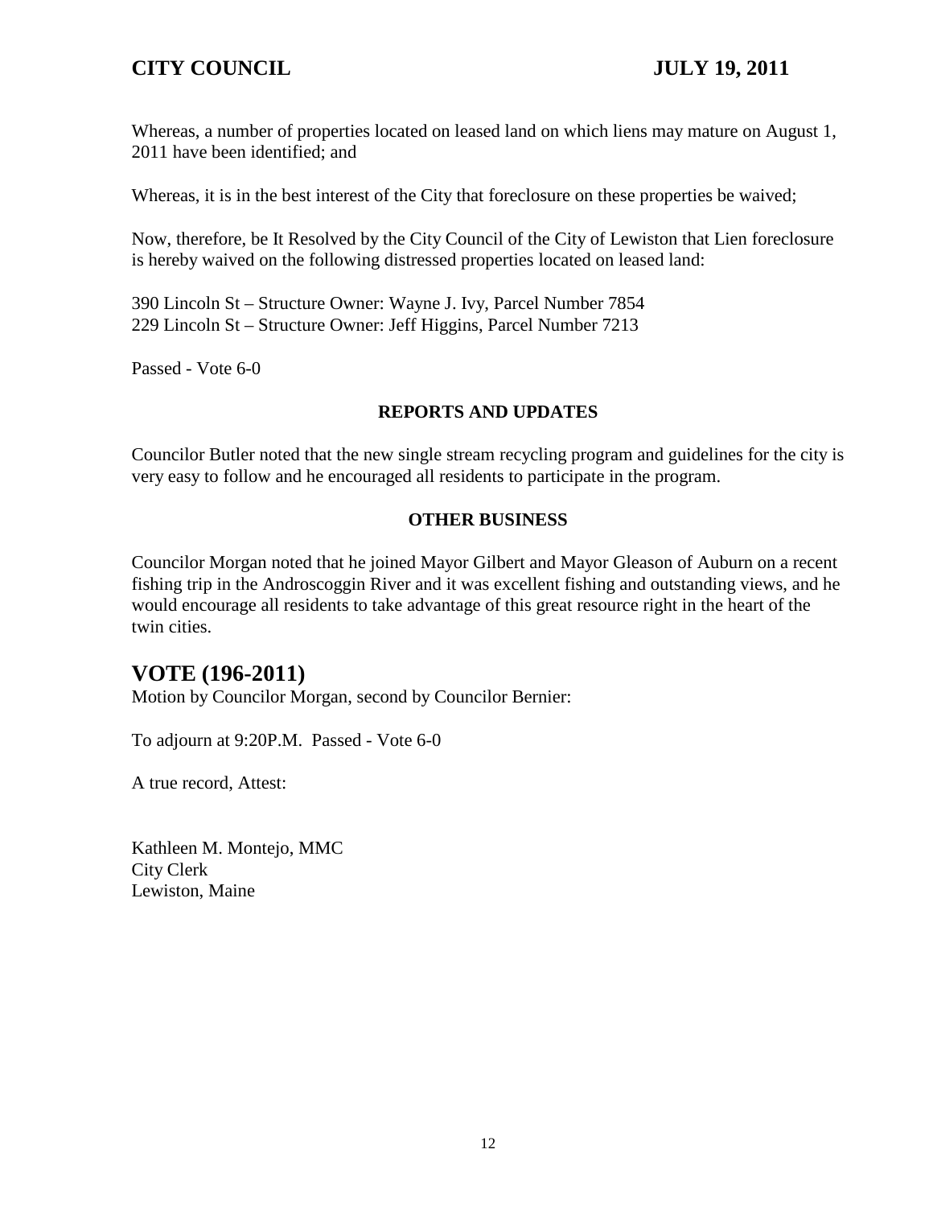Whereas, a number of properties located on leased land on which liens may mature on August 1, 2011 have been identified; and

Whereas, it is in the best interest of the City that foreclosure on these properties be waived;

Now, therefore, be It Resolved by the City Council of the City of Lewiston that Lien foreclosure is hereby waived on the following distressed properties located on leased land:

390 Lincoln St – Structure Owner: Wayne J. Ivy, Parcel Number 7854
229 Lincoln St – Structure Owner: Jeff Higgins, Parcel Number 7213

Passed - Vote 6-0

**REPORTS AND UPDATES**

Councilor Butler noted that the new single stream recycling program and guidelines for the city is very easy to follow and he encouraged all residents to participate in the program.

**OTHER BUSINESS**

Councilor Morgan noted that he joined Mayor Gilbert and Mayor Gleason of Auburn on a recent fishing trip in the Androscoggin River and it was excellent fishing and outstanding views, and he would encourage all residents to take advantage of this great resource right in the heart of the twin cities.

## VOTE (196-2011)

Motion by Councilor Morgan, second by Councilor Bernier:

To adjourn at 9:20P.M. Passed - Vote 6-0

A true record, Attest:

Kathleen M. Montejo, MMC
City Clerk
Lewiston, Maine